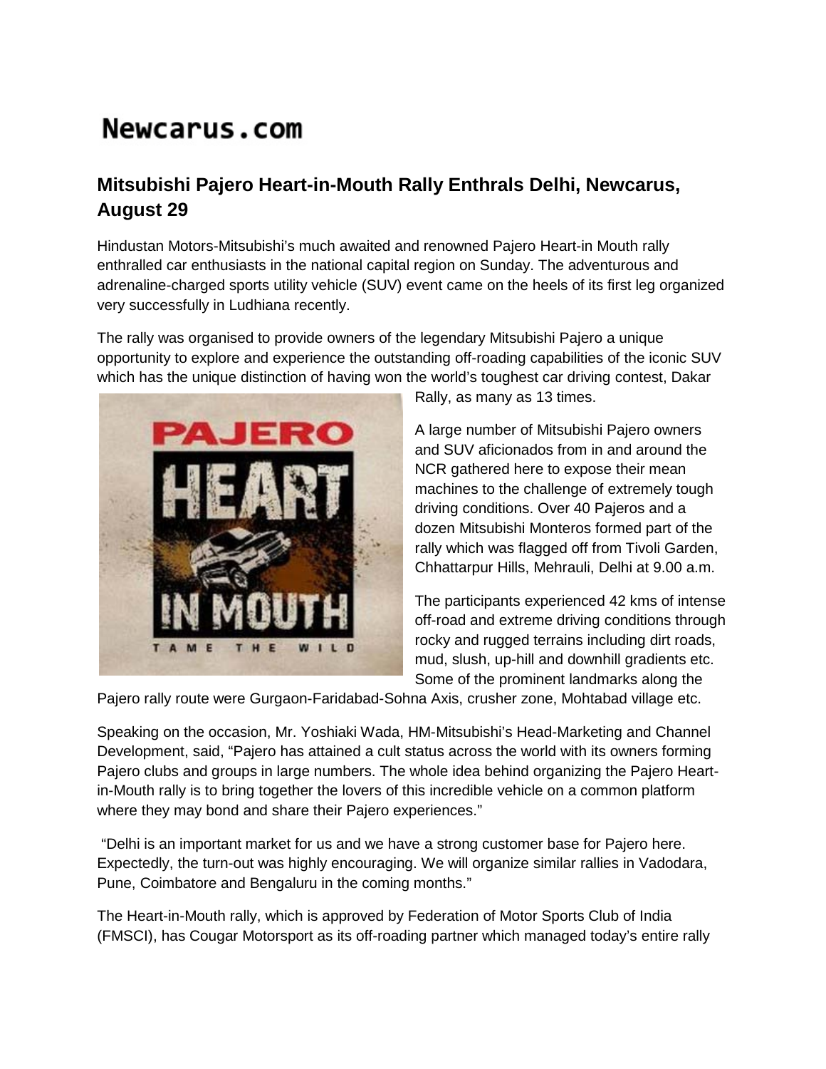# Newcarus.com

## Mitsubishi Pajero Heart-in-Mouth Rally Enthrals Delhi, Newcarus, August 29

Hindustan Motors-Mitsubishi's much awaited and renowned Pajero Heart-in Mouth rally enthralled car enthusiasts in the national capital region on Sunday. The adventurous and adrenaline-charged sports utility vehicle (SUV) event came on the heels of its first leg organized very successfully in Ludhiana recently.

The rally was organised to provide owners of the legendary Mitsubishi Pajero a unique opportunity to explore and experience the outstanding off-roading capabilities of the iconic SUV which has the unique distinction of having won the world's toughest car driving contest, Dakar Rally, as many as 13 times.

A large number of Mitsubishi Pajero owners and SUV aficionados from in and around the NCR gathered here to expose their mean machines to the challenge of extremely tough driving conditions. Over 40 Pajeros and a dozen Mitsubishi Monteros formed part of the rally which was flagged off from Tivoli Garden, Chhattarpur Hills, Mehrauli, Delhi at 9.00 a.m.

The participants experienced 42 kms of intense off-road and extreme driving conditions through rocky and rugged terrains including dirt roads, mud, slush, up-hill and downhill gradients etc. Some of the prominent landmarks along the Pajero rally route were Gurgaon-Faridabad-Sohna Axis, crusher zone, Mohtabad village etc.

Speaking on the occasion, Mr. Yoshiaki Wada, HM-Mitsubishi's Head-Marketing and Channel Development, said, "Pajero has attained a cult status across the world with its owners forming Pajero clubs and groups in large numbers. The whole idea behind organizing the Pajero Heart-in-Mouth rally is to bring together the lovers of this incredible vehicle on a common platform where they may bond and share their Pajero experiences."

"Delhi is an important market for us and we have a strong customer base for Pajero here. Expectedly, the turn-out was highly encouraging. We will organize similar rallies in Vadodara, Pune, Coimbatore and Bengaluru in the coming months."

The Heart-in-Mouth rally, which is approved by Federation of Motor Sports Club of India (FMSCI), has Cougar Motorsport as its off-roading partner which managed today's entire rally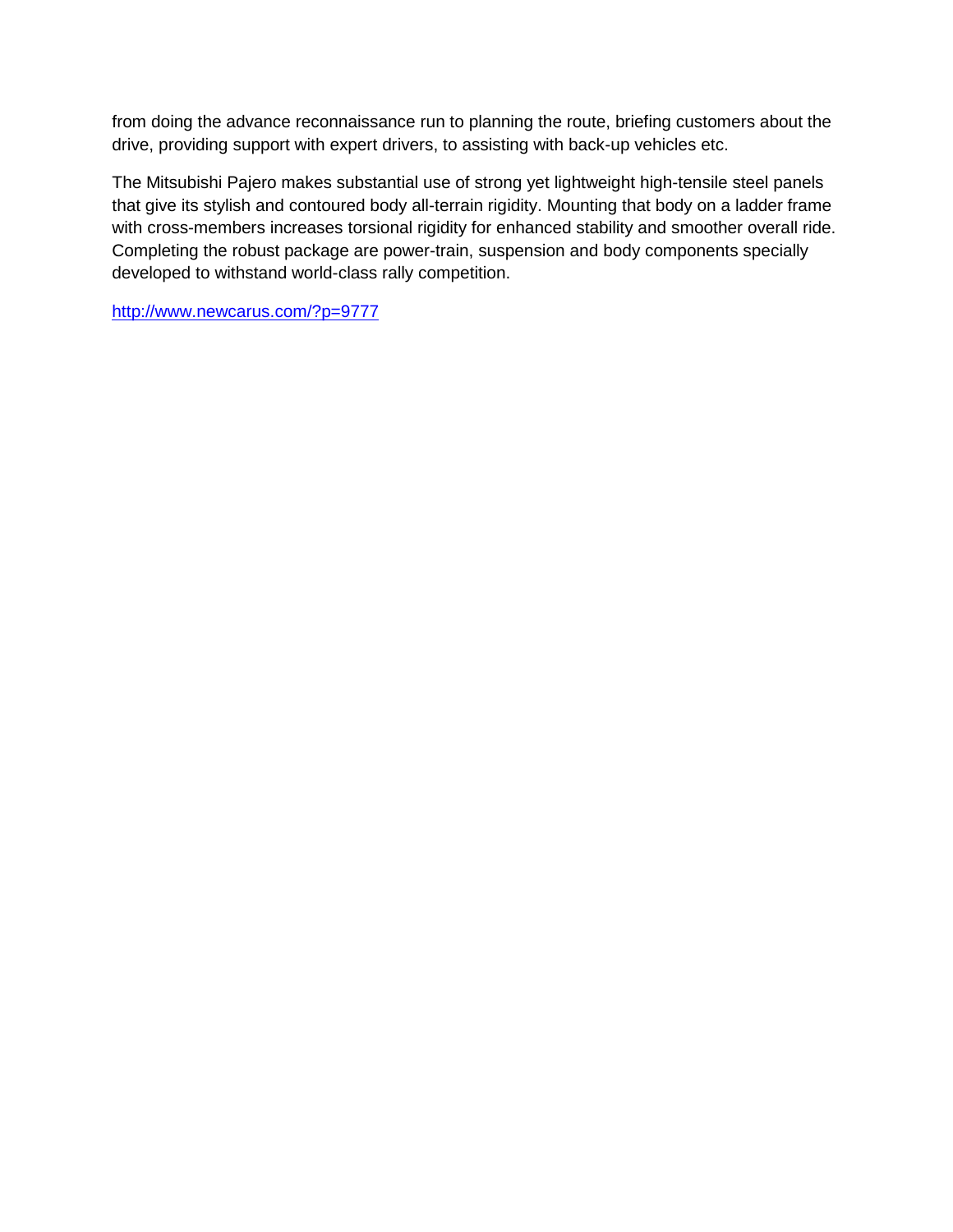from doing the advance reconnaissance run to planning the route, briefing customers about the drive, providing support with expert drivers, to assisting with back-up vehicles etc.

The Mitsubishi Pajero makes substantial use of strong yet lightweight high-tensile steel panels that give its stylish and contoured body all-terrain rigidity. Mounting that body on a ladder frame with cross-members increases torsional rigidity for enhanced stability and smoother overall ride. Completing the robust package are power-train, suspension and body components specially developed to withstand world-class rally competition.

http://www.newcarus.com/?p=9777